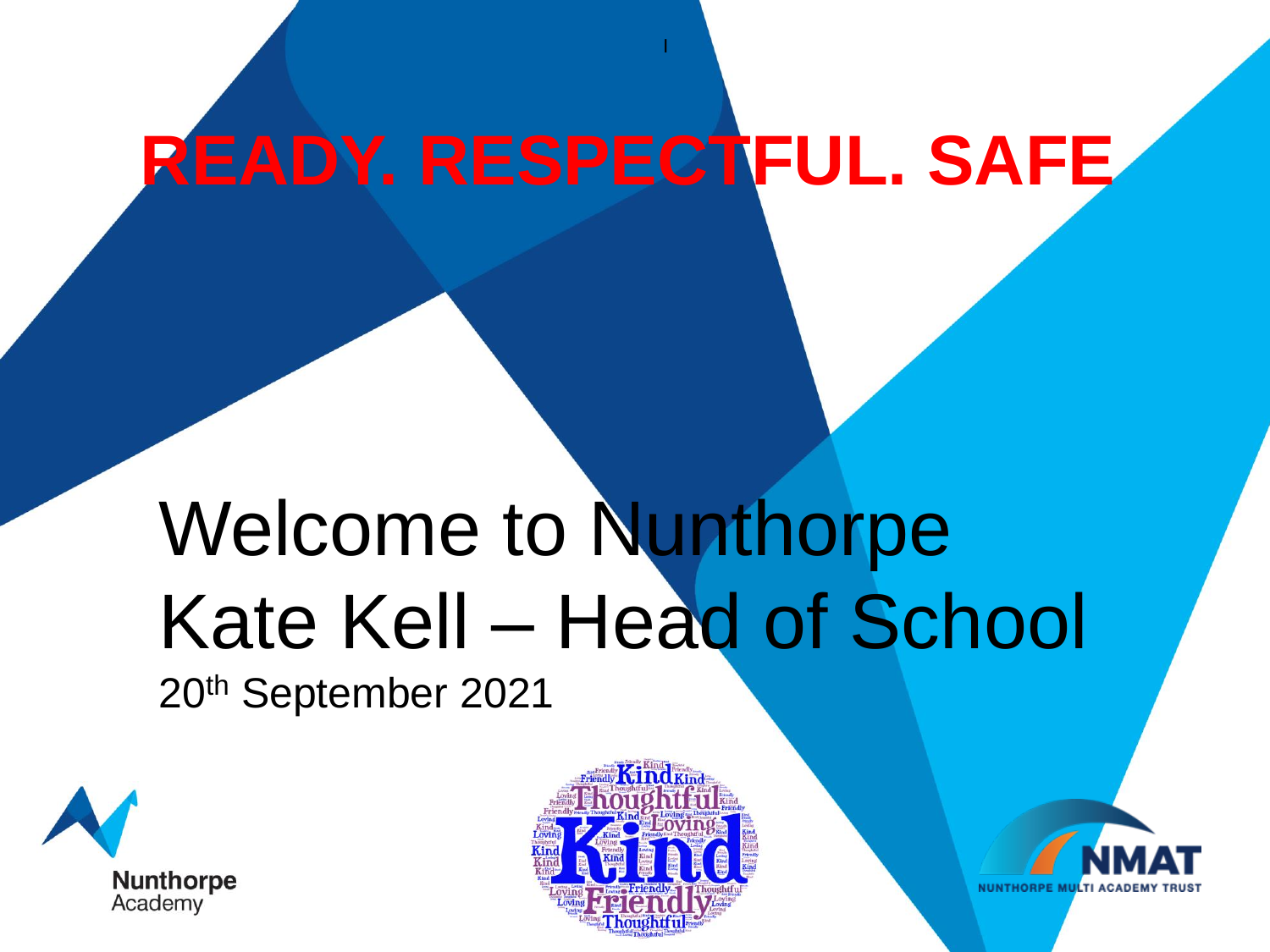# READY. RESPECTFUL. SAFE

# Welcome to Nunthorpe
# Kate Kell – Head of School

20th September 2021

Nunthorpe Academy

NMAT
NUNTHORPE MULTI ACADEMY TRUST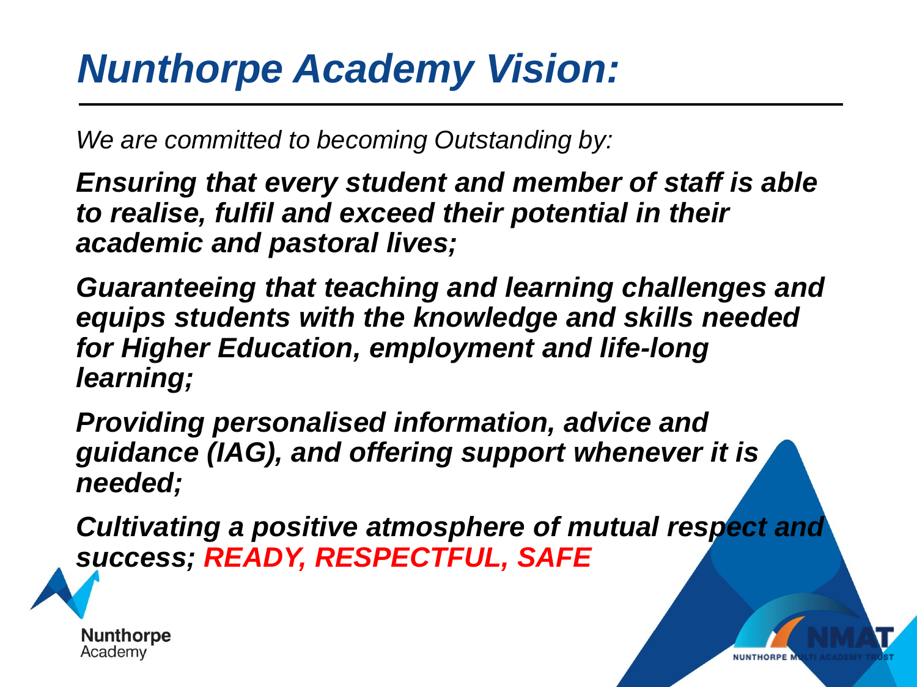# *Nunthorpe Academy Vision:*

*We are committed to becoming Outstanding by:*

***Ensuring that every student and member of staff is able to realise, fulfil and exceed their potential in their academic and pastoral lives;***

***Guaranteeing that teaching and learning challenges and equips students with the knowledge and skills needed for Higher Education, employment and life-long learning;***

***Providing personalised information, advice and guidance (IAG), and offering support whenever it is needed;***

***Cultivating a positive atmosphere of mutual respect and success; READY, RESPECTFUL, SAFE***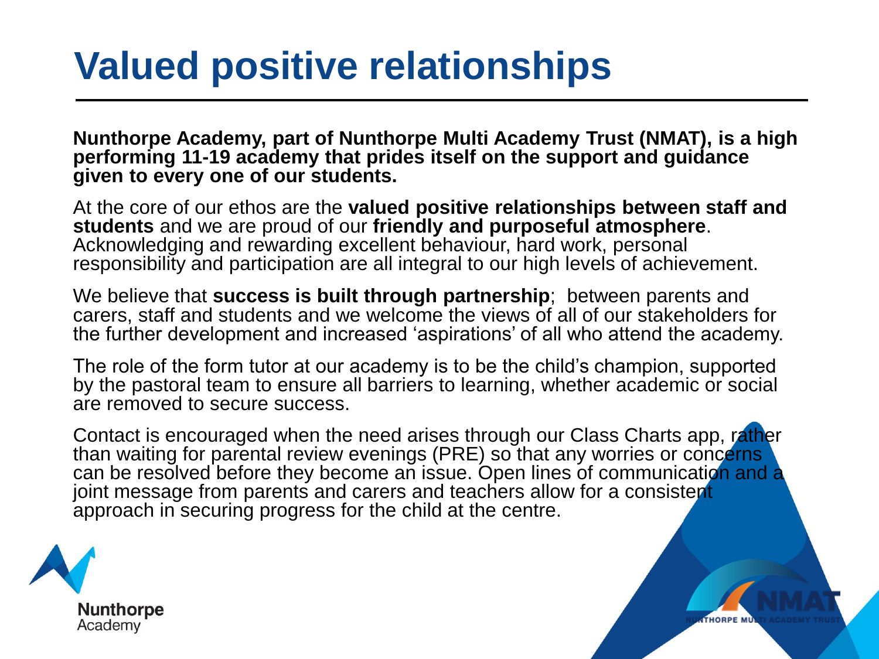# Valued positive relationships

**Nunthorpe Academy, part of Nunthorpe Multi Academy Trust (NMAT), is a high performing 11-19 academy that prides itself on the support and guidance given to every one of our students.**

At the core of our ethos are the **valued positive relationships between staff and students** and we are proud of our **friendly and purposeful atmosphere**. Acknowledging and rewarding excellent behaviour, hard work, personal responsibility and participation are all integral to our high levels of achievement.

We believe that **success is built through partnership**; between parents and carers, staff and students and we welcome the views of all of our stakeholders for the further development and increased 'aspirations' of all who attend the academy.

The role of the form tutor at our academy is to be the child's champion, supported by the pastoral team to ensure all barriers to learning, whether academic or social are removed to secure success.

Contact is encouraged when the need arises through our Class Charts app, rather than waiting for parental review evenings (PRE) so that any worries or concerns can be resolved before they become an issue. Open lines of communication and a joint message from parents and carers and teachers allow for a consistent approach in securing progress for the child at the centre.

Nunthorpe Academy

NMAT NUNTHORPE MULTI ACADEMY TRUST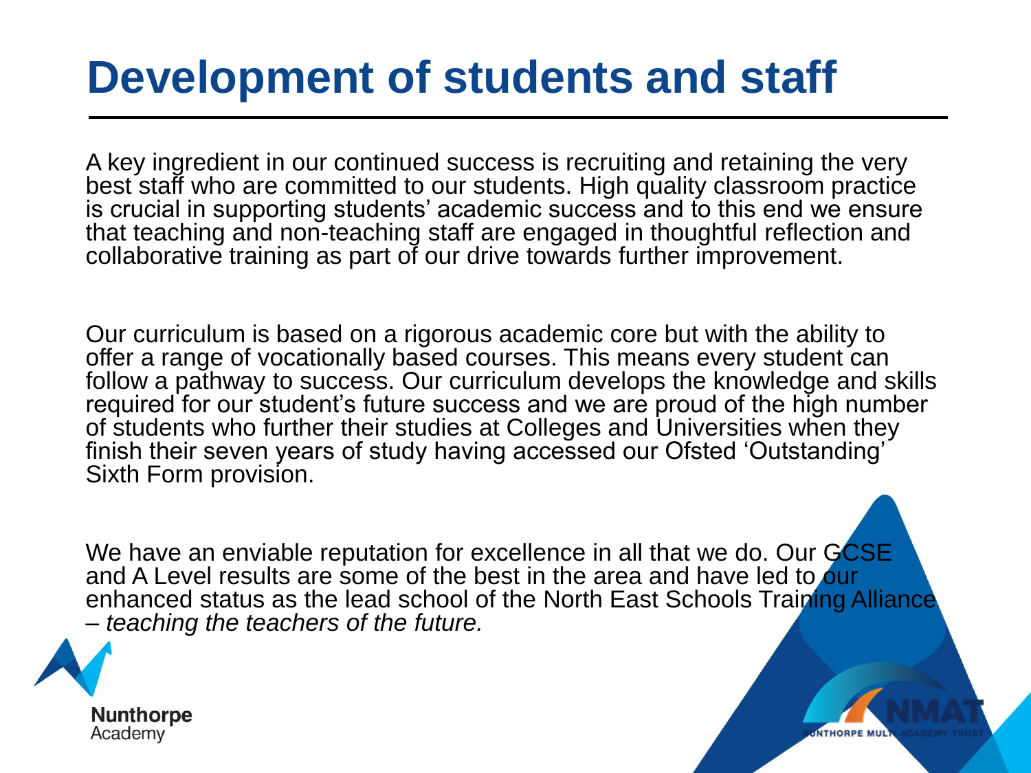# Development of students and staff

A key ingredient in our continued success is recruiting and retaining the very best staff who are committed to our students. High quality classroom practice is crucial in supporting students' academic success and to this end we ensure that teaching and non-teaching staff are engaged in thoughtful reflection and collaborative training as part of our drive towards further improvement.

Our curriculum is based on a rigorous academic core but with the ability to offer a range of vocationally based courses. This means every student can follow a pathway to success. Our curriculum develops the knowledge and skills required for our student's future success and we are proud of the high number of students who further their studies at Colleges and Universities when they finish their seven years of study having accessed our Ofsted 'Outstanding' Sixth Form provision.

We have an enviable reputation for excellence in all that we do. Our GCSE and A Level results are some of the best in the area and have led to our enhanced status as the lead school of the North East Schools Training Alliance – *teaching the teachers of the future.*

Nunthorpe Academy

NMAT
NUNTHORPE MULTI ACADEMY TRUST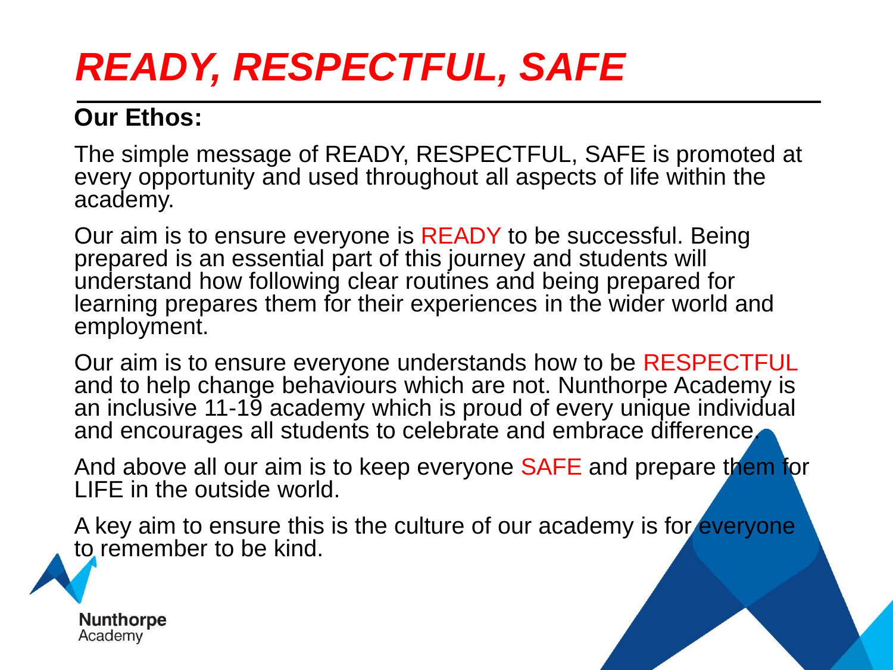# *READY, RESPECTFUL, SAFE*

**Our Ethos:**

The simple message of READY, RESPECTFUL, SAFE is promoted at every opportunity and used throughout all aspects of life within the academy.

Our aim is to ensure everyone is READY to be successful. Being prepared is an essential part of this journey and students will understand how following clear routines and being prepared for learning prepares them for their experiences in the wider world and employment.

Our aim is to ensure everyone understands how to be RESPECTFUL and to help change behaviours which are not. Nunthorpe Academy is an inclusive 11-19 academy which is proud of every unique individual and encourages all students to celebrate and embrace difference.

And above all our aim is to keep everyone SAFE and prepare them for LIFE in the outside world.

A key aim to ensure this is the culture of our academy is for everyone to remember to be kind.

**Nunthorpe**
Academy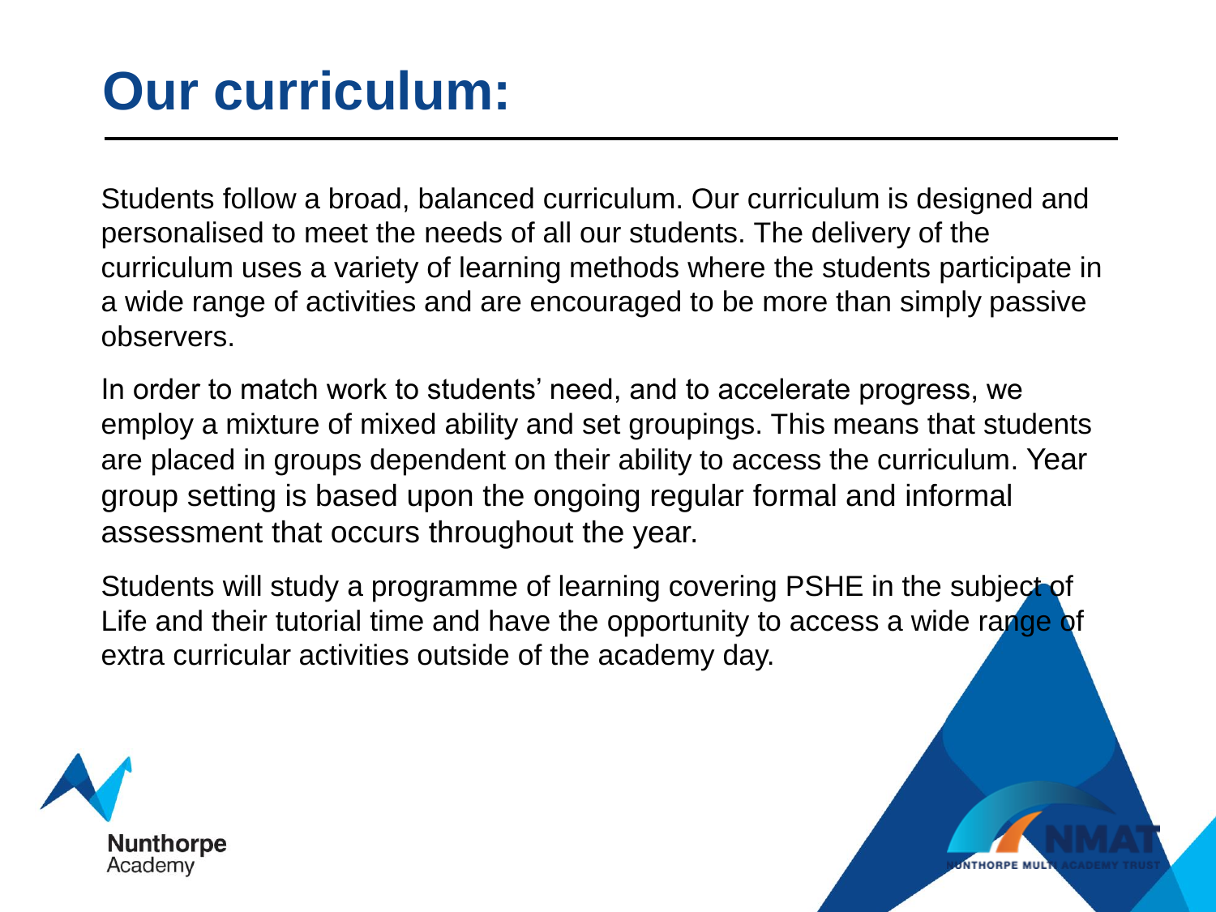# Our curriculum:

Students follow a broad, balanced curriculum. Our curriculum is designed and personalised to meet the needs of all our students. The delivery of the curriculum uses a variety of learning methods where the students participate in a wide range of activities and are encouraged to be more than simply passive observers.

In order to match work to students' need, and to accelerate progress, we employ a mixture of mixed ability and set groupings. This means that students are placed in groups dependent on their ability to access the curriculum. Year group setting is based upon the ongoing regular formal and informal assessment that occurs throughout the year.

Students will study a programme of learning covering PSHE in the subject of Life and their tutorial time and have the opportunity to access a wide range of extra curricular activities outside of the academy day.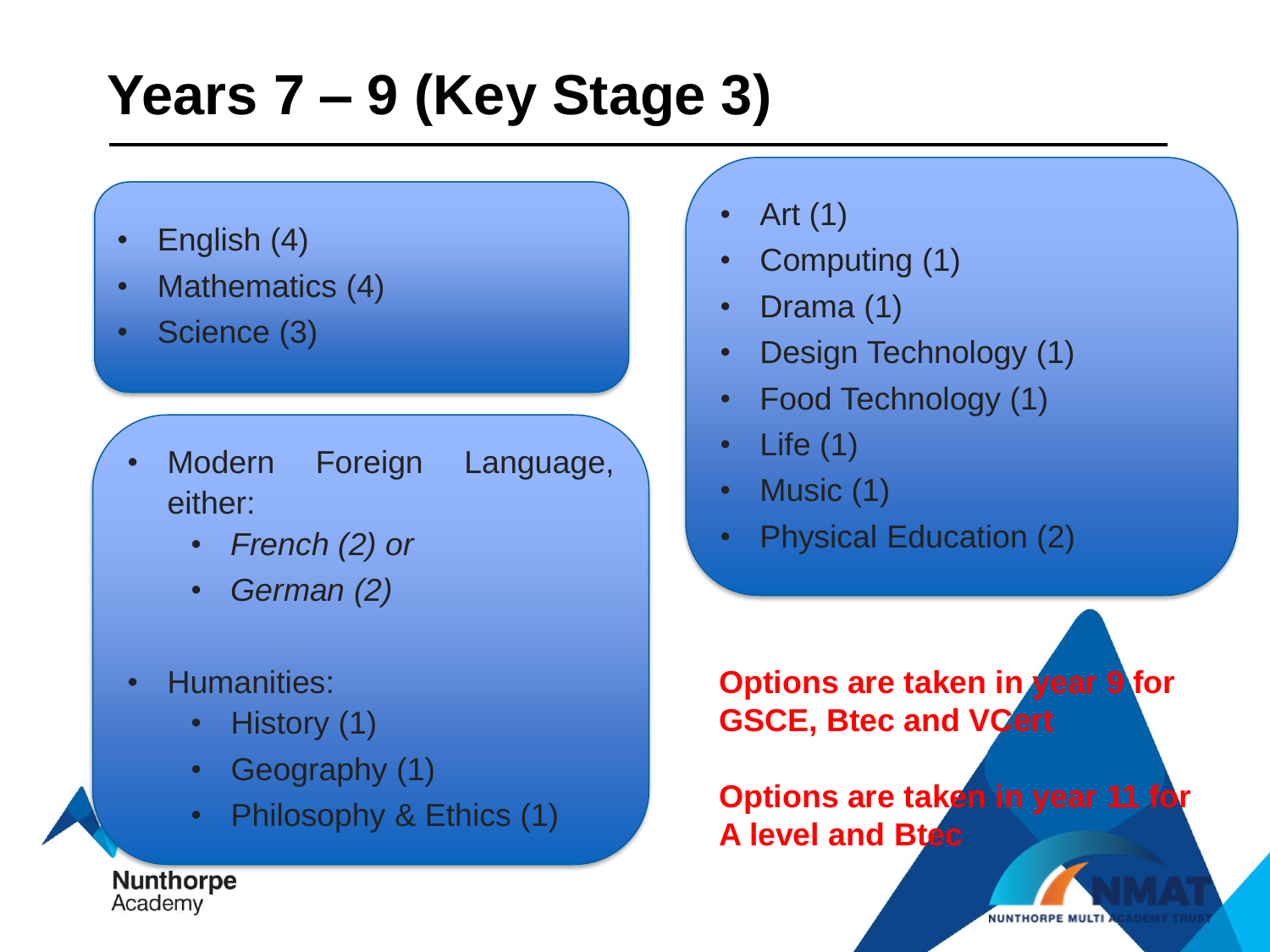# Years 7 – 9 (Key Stage 3)

- English (4)
- Mathematics (4)
- Science (3)

- Modern Foreign Language, either:
  - *French (2) or*
  - *German (2)*

- Humanities:
  - History (1)
  - Geography (1)
  - Philosophy & Ethics (1)

- Art (1)
- Computing (1)
- Drama (1)
- Design Technology (1)
- Food Technology (1)
- Life (1)
- Music (1)
- Physical Education (2)

**Options are taken in year 9 for GSCE, Btec and VCert**

**Options are taken in year 11 for A level and Btec**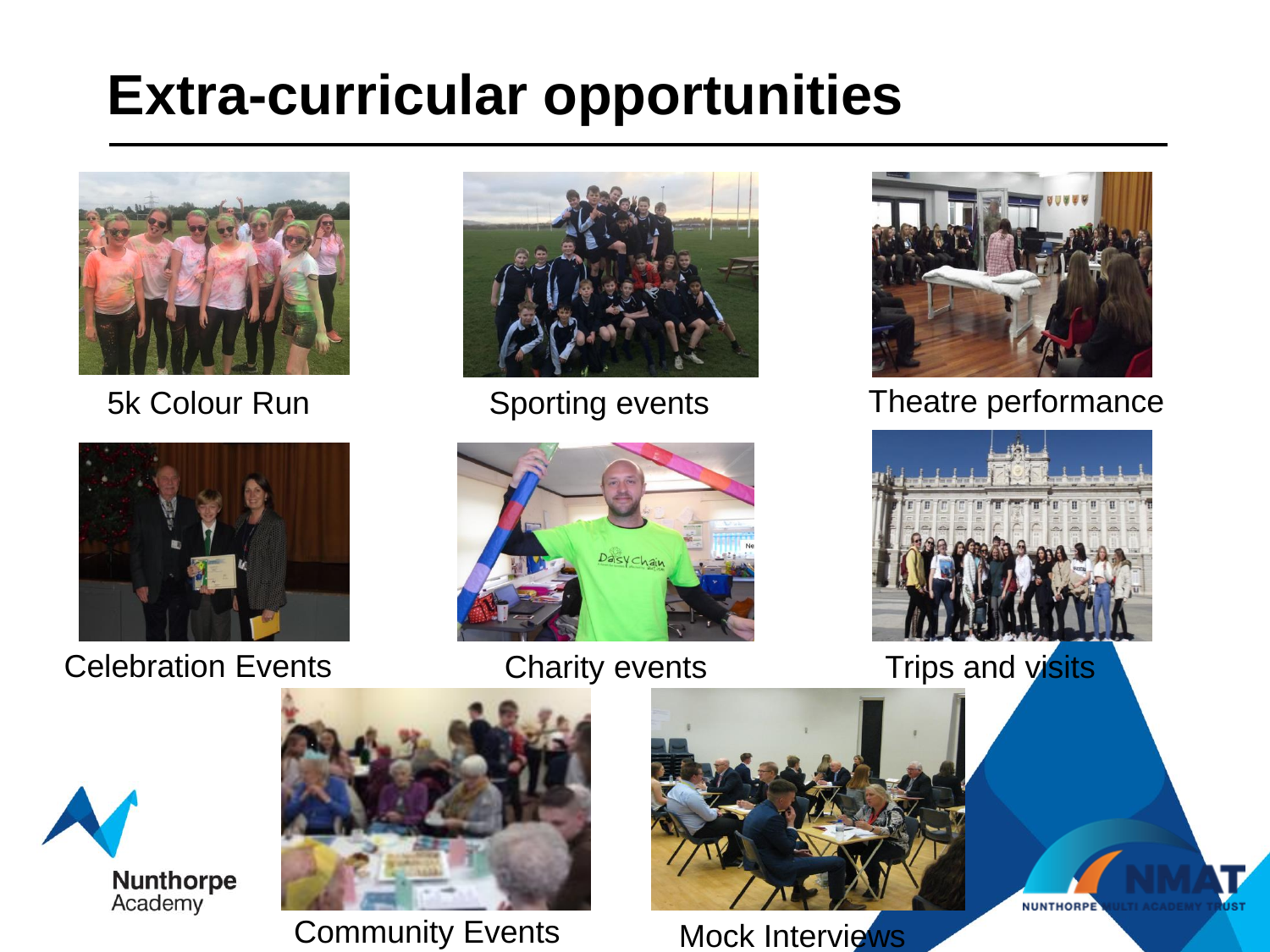# Extra-curricular opportunities

5k Colour Run

Sporting events

Theatre performance

Celebration Events

Charity events

Trips and visits

Community Events

Mock Interviews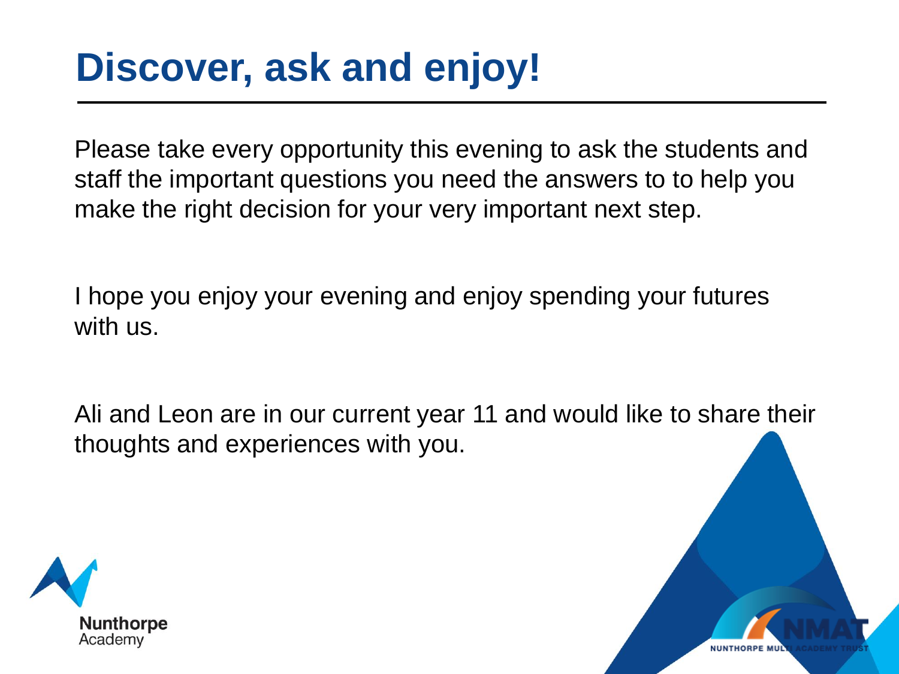# Discover, ask and enjoy!

Please take every opportunity this evening to ask the students and staff the important questions you need the answers to to help you make the right decision for your very important next step.

I hope you enjoy your evening and enjoy spending your futures with us.

Ali and Leon are in our current year 11 and would like to share their thoughts and experiences with you.